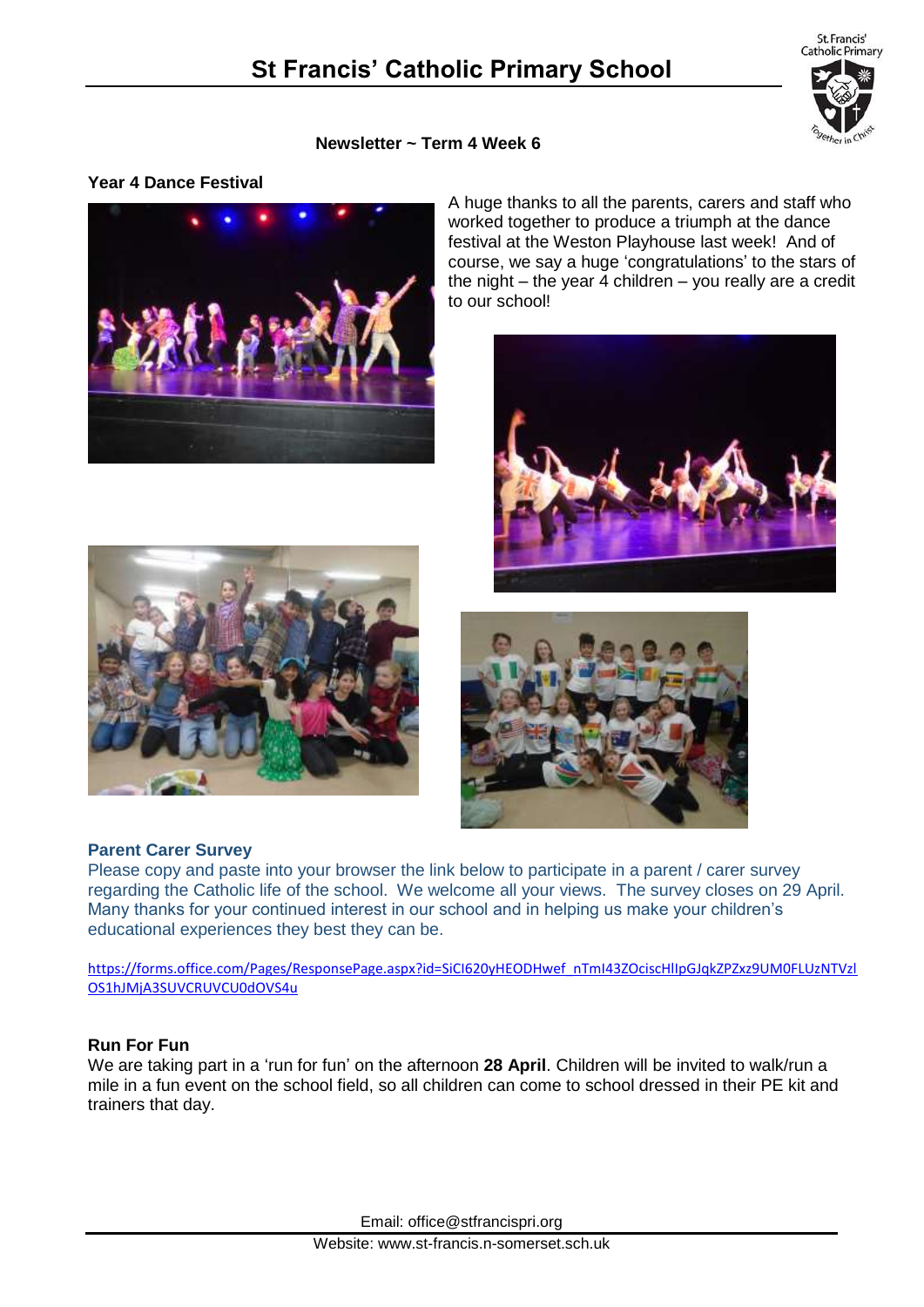# St Francis' Catholic Primary School

**Newsletter ~ Term 4 Week 6**

### Year 4 Dance Festival

A huge thanks to all the parents, carers and staff who worked together to produce a triumph at the dance festival at the Weston Playhouse last week! And of course, we say a huge 'congratulations' to the stars of the night – the year 4 children – you really are a credit to our school!

### Parent Carer Survey

Please copy and paste into your browser the link below to participate in a parent / carer survey regarding the Catholic life of the school. We welcome all your views. The survey closes on 29 April. Many thanks for your continued interest in our school and in helping us make your children's educational experiences they best they can be.

https://forms.office.com/Pages/ResponsePage.aspx?id=SiCI620yHEODHwef_nTmI43ZOciscHlIpGJqkZPZxz9UM0FLUzNTVzlOS1hJMjA3SUVCRUVCU0dOVS4u

### Run For Fun

We are taking part in a 'run for fun' on the afternoon **28 April**. Children will be invited to walk/run a mile in a fun event on the school field, so all children can come to school dressed in their PE kit and trainers that day.

Email: office@stfrancispri.org

Website: www.st-francis.n-somerset.sch.uk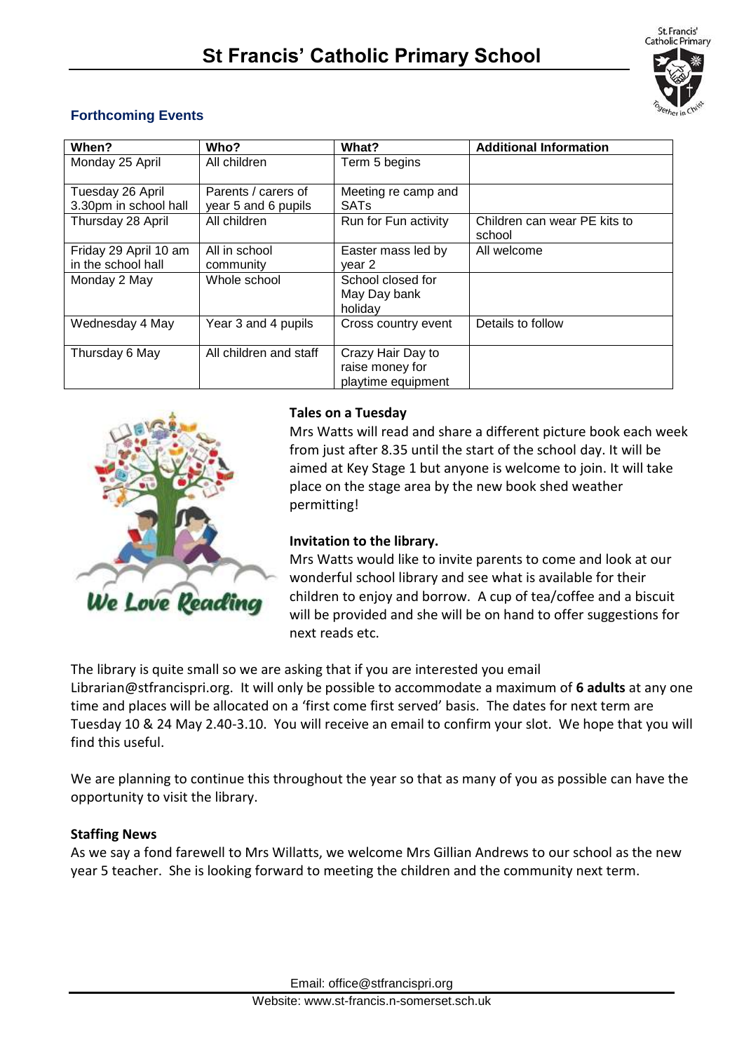# St Francis' Catholic Primary School

## Forthcoming Events

| When? | Who? | What? | Additional Information |
|---|---|---|---|
| Monday 25 April | All children | Term 5 begins | |
| Tuesday 26 April 3.30pm in school hall | Parents / carers of year 5 and 6 pupils | Meeting re camp and SATs | |
| Thursday 28 April | All children | Run for Fun activity | Children can wear PE kits to school |
| Friday 29 April 10 am in the school hall | All in school community | Easter mass led by year 2 | All welcome |
| Monday 2 May | Whole school | School closed for May Day bank holiday | |
| Wednesday 4 May | Year 3 and 4 pupils | Cross country event | Details to follow |
| Thursday 6 May | All children and staff | Crazy Hair Day to raise money for playtime equipment | |

**Tales on a Tuesday**

Mrs Watts will read and share a different picture book each week from just after 8.35 until the start of the school day. It will be aimed at Key Stage 1 but anyone is welcome to join. It will take place on the stage area by the new book shed weather permitting!

**Invitation to the library.**

Mrs Watts would like to invite parents to come and look at our wonderful school library and see what is available for their children to enjoy and borrow. A cup of tea/coffee and a biscuit will be provided and she will be on hand to offer suggestions for next reads etc.

The library is quite small so we are asking that if you are interested you email Librarian@stfrancispri.org. It will only be possible to accommodate a maximum of **6 adults** at any one time and places will be allocated on a 'first come first served' basis. The dates for next term are Tuesday 10 & 24 May 2.40-3.10. You will receive an email to confirm your slot. We hope that you will find this useful.

We are planning to continue this throughout the year so that as many of you as possible can have the opportunity to visit the library.

**Staffing News**

As we say a fond farewell to Mrs Willatts, we welcome Mrs Gillian Andrews to our school as the new year 5 teacher. She is looking forward to meeting the children and the community next term.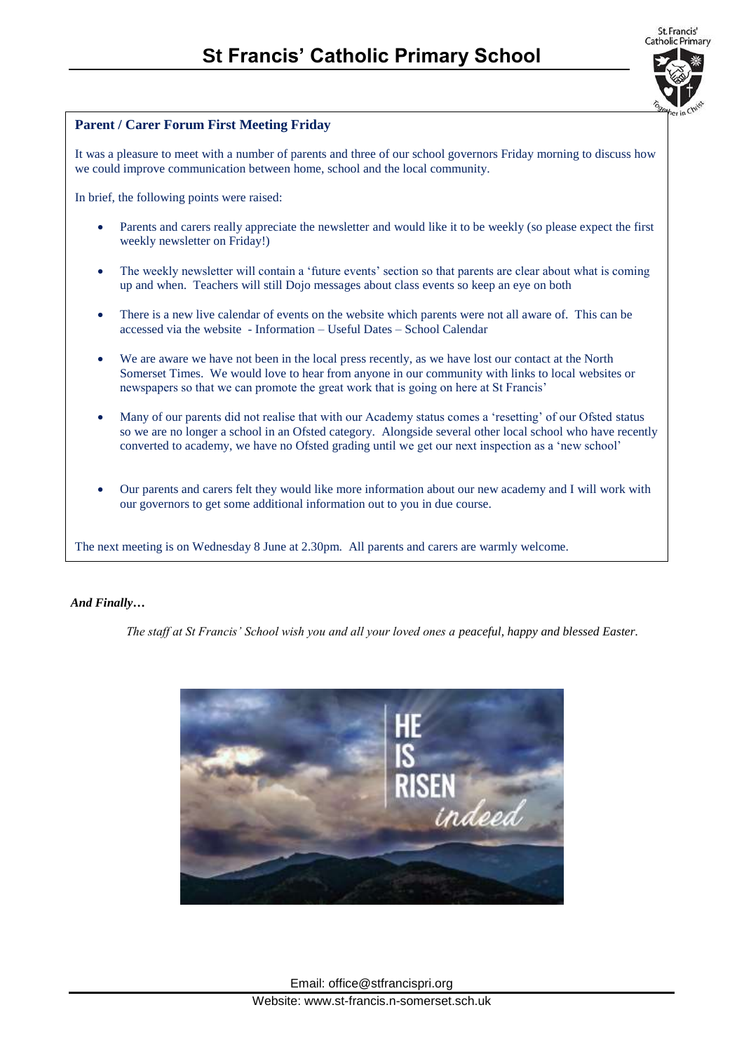## Parent / Carer Forum First Meeting Friday

It was a pleasure to meet with a number of parents and three of our school governors Friday morning to discuss how we could improve communication between home, school and the local community.

In brief, the following points were raised:

- Parents and carers really appreciate the newsletter and would like it to be weekly (so please expect the first weekly newsletter on Friday!)
- The weekly newsletter will contain a 'future events' section so that parents are clear about what is coming up and when. Teachers will still Dojo messages about class events so keep an eye on both
- There is a new live calendar of events on the website which parents were not all aware of. This can be accessed via the website - Information – Useful Dates – School Calendar
- We are aware we have not been in the local press recently, as we have lost our contact at the North Somerset Times. We would love to hear from anyone in our community with links to local websites or newspapers so that we can promote the great work that is going on here at St Francis'
- Many of our parents did not realise that with our Academy status comes a 'resetting' of our Ofsted status so we are no longer a school in an Ofsted category. Alongside several other local school who have recently converted to academy, we have no Ofsted grading until we get our next inspection as a 'new school'
- Our parents and carers felt they would like more information about our new academy and I will work with our governors to get some additional information out to you in due course.

The next meeting is on Wednesday 8 June at 2.30pm. All parents and carers are warmly welcome.

***And Finally…***

*The staff at St Francis' School wish you and all your loved ones a peaceful, happy and blessed Easter.*

HE IS RISEN *indeed*

Email: office@stfrancispri.org

Website: www.st-francis.n-somerset.sch.uk